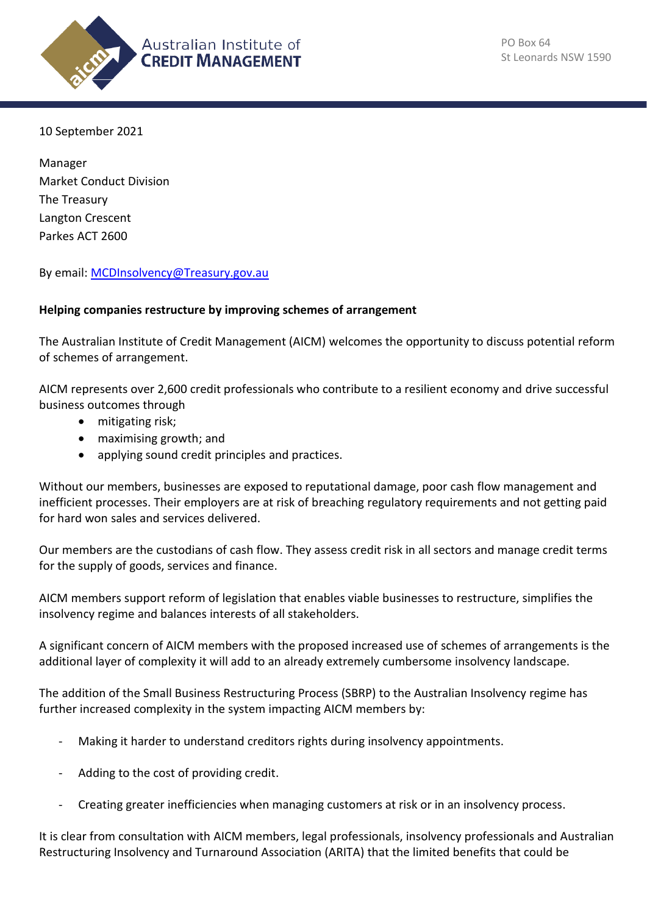Australian Institute of
CREDIT MANAGEMENT

PO Box 64
St Leonards NSW 1590

10 September 2021

Manager
Market Conduct Division
The Treasury
Langton Crescent
Parkes ACT 2600

By email: MCDInsolvency@Treasury.gov.au

**Helping companies restructure by improving schemes of arrangement**

The Australian Institute of Credit Management (AICM) welcomes the opportunity to discuss potential reform of schemes of arrangement.

AICM represents over 2,600 credit professionals who contribute to a resilient economy and drive successful business outcomes through

- mitigating risk;
- maximising growth; and
- applying sound credit principles and practices.

Without our members, businesses are exposed to reputational damage, poor cash flow management and inefficient processes. Their employers are at risk of breaching regulatory requirements and not getting paid for hard won sales and services delivered.

Our members are the custodians of cash flow. They assess credit risk in all sectors and manage credit terms for the supply of goods, services and finance.

AICM members support reform of legislation that enables viable businesses to restructure, simplifies the insolvency regime and balances interests of all stakeholders.

A significant concern of AICM members with the proposed increased use of schemes of arrangements is the additional layer of complexity it will add to an already extremely cumbersome insolvency landscape.

The addition of the Small Business Restructuring Process (SBRP) to the Australian Insolvency regime has further increased complexity in the system impacting AICM members by:

- Making it harder to understand creditors rights during insolvency appointments.
- Adding to the cost of providing credit.
- Creating greater inefficiencies when managing customers at risk or in an insolvency process.

It is clear from consultation with AICM members, legal professionals, insolvency professionals and Australian Restructuring Insolvency and Turnaround Association (ARITA) that the limited benefits that could be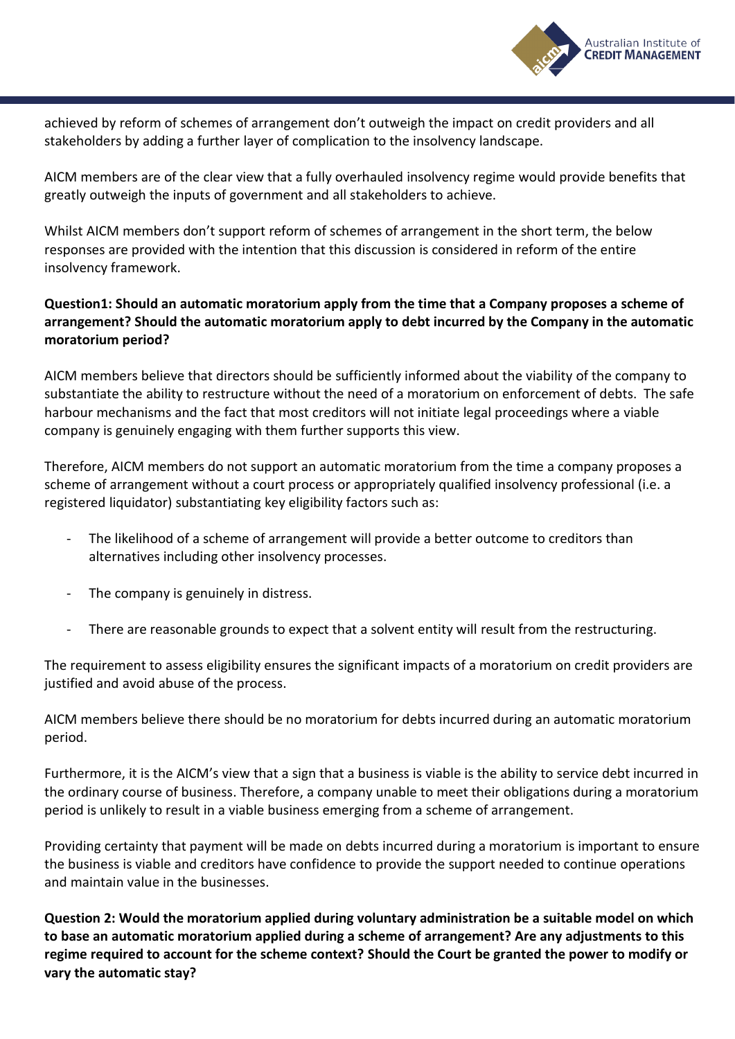achieved by reform of schemes of arrangement don't outweigh the impact on credit providers and all stakeholders by adding a further layer of complication to the insolvency landscape.

AICM members are of the clear view that a fully overhauled insolvency regime would provide benefits that greatly outweigh the inputs of government and all stakeholders to achieve.

Whilst AICM members don't support reform of schemes of arrangement in the short term, the below responses are provided with the intention that this discussion is considered in reform of the entire insolvency framework.

**Question1: Should an automatic moratorium apply from the time that a Company proposes a scheme of arrangement? Should the automatic moratorium apply to debt incurred by the Company in the automatic moratorium period?**

AICM members believe that directors should be sufficiently informed about the viability of the company to substantiate the ability to restructure without the need of a moratorium on enforcement of debts. The safe harbour mechanisms and the fact that most creditors will not initiate legal proceedings where a viable company is genuinely engaging with them further supports this view.

Therefore, AICM members do not support an automatic moratorium from the time a company proposes a scheme of arrangement without a court process or appropriately qualified insolvency professional (i.e. a registered liquidator) substantiating key eligibility factors such as:

- The likelihood of a scheme of arrangement will provide a better outcome to creditors than alternatives including other insolvency processes.
- The company is genuinely in distress.
- There are reasonable grounds to expect that a solvent entity will result from the restructuring.

The requirement to assess eligibility ensures the significant impacts of a moratorium on credit providers are justified and avoid abuse of the process.

AICM members believe there should be no moratorium for debts incurred during an automatic moratorium period.

Furthermore, it is the AICM's view that a sign that a business is viable is the ability to service debt incurred in the ordinary course of business. Therefore, a company unable to meet their obligations during a moratorium period is unlikely to result in a viable business emerging from a scheme of arrangement.

Providing certainty that payment will be made on debts incurred during a moratorium is important to ensure the business is viable and creditors have confidence to provide the support needed to continue operations and maintain value in the businesses.

**Question 2: Would the moratorium applied during voluntary administration be a suitable model on which to base an automatic moratorium applied during a scheme of arrangement? Are any adjustments to this regime required to account for the scheme context? Should the Court be granted the power to modify or vary the automatic stay?**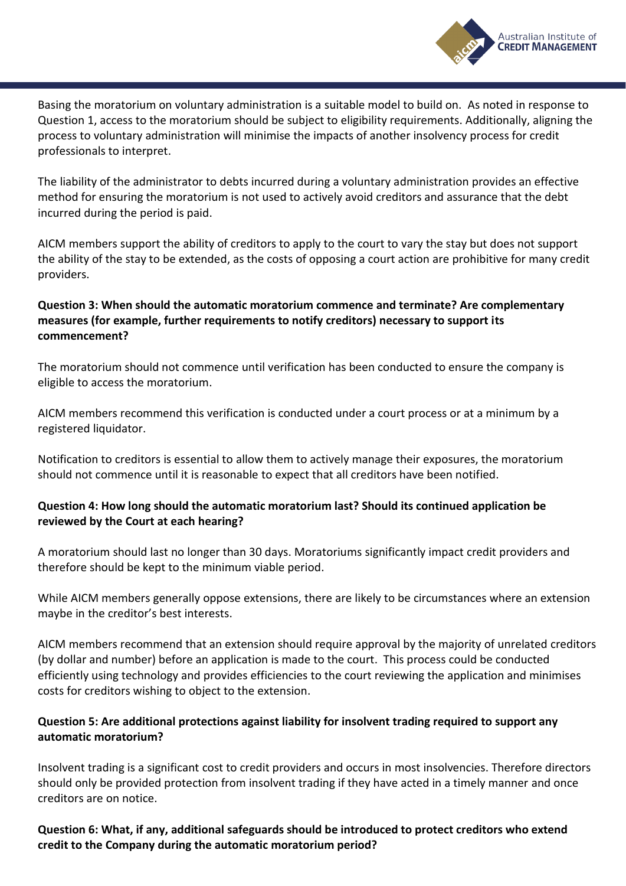Basing the moratorium on voluntary administration is a suitable model to build on. As noted in response to Question 1, access to the moratorium should be subject to eligibility requirements. Additionally, aligning the process to voluntary administration will minimise the impacts of another insolvency process for credit professionals to interpret.

The liability of the administrator to debts incurred during a voluntary administration provides an effective method for ensuring the moratorium is not used to actively avoid creditors and assurance that the debt incurred during the period is paid.

AICM members support the ability of creditors to apply to the court to vary the stay but does not support the ability of the stay to be extended, as the costs of opposing a court action are prohibitive for many credit providers.

**Question 3: When should the automatic moratorium commence and terminate? Are complementary measures (for example, further requirements to notify creditors) necessary to support its commencement?**

The moratorium should not commence until verification has been conducted to ensure the company is eligible to access the moratorium.

AICM members recommend this verification is conducted under a court process or at a minimum by a registered liquidator.

Notification to creditors is essential to allow them to actively manage their exposures, the moratorium should not commence until it is reasonable to expect that all creditors have been notified.

**Question 4: How long should the automatic moratorium last? Should its continued application be reviewed by the Court at each hearing?**

A moratorium should last no longer than 30 days. Moratoriums significantly impact credit providers and therefore should be kept to the minimum viable period.

While AICM members generally oppose extensions, there are likely to be circumstances where an extension maybe in the creditor's best interests.

AICM members recommend that an extension should require approval by the majority of unrelated creditors (by dollar and number) before an application is made to the court. This process could be conducted efficiently using technology and provides efficiencies to the court reviewing the application and minimises costs for creditors wishing to object to the extension.

**Question 5: Are additional protections against liability for insolvent trading required to support any automatic moratorium?**

Insolvent trading is a significant cost to credit providers and occurs in most insolvencies. Therefore directors should only be provided protection from insolvent trading if they have acted in a timely manner and once creditors are on notice.

**Question 6: What, if any, additional safeguards should be introduced to protect creditors who extend credit to the Company during the automatic moratorium period?**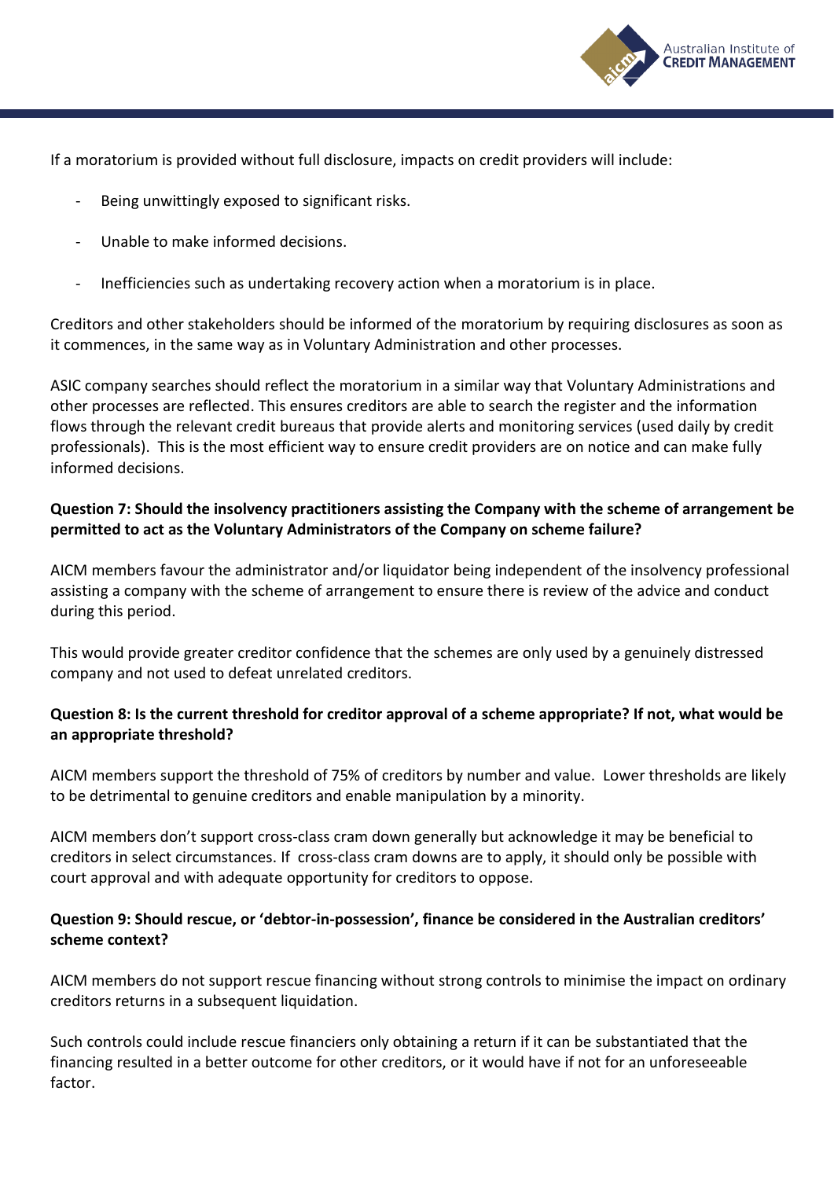If a moratorium is provided without full disclosure, impacts on credit providers will include:

- Being unwittingly exposed to significant risks.
- Unable to make informed decisions.
- Inefficiencies such as undertaking recovery action when a moratorium is in place.

Creditors and other stakeholders should be informed of the moratorium by requiring disclosures as soon as it commences, in the same way as in Voluntary Administration and other processes.

ASIC company searches should reflect the moratorium in a similar way that Voluntary Administrations and other processes are reflected. This ensures creditors are able to search the register and the information flows through the relevant credit bureaus that provide alerts and monitoring services (used daily by credit professionals). This is the most efficient way to ensure credit providers are on notice and can make fully informed decisions.

**Question 7: Should the insolvency practitioners assisting the Company with the scheme of arrangement be permitted to act as the Voluntary Administrators of the Company on scheme failure?**

AICM members favour the administrator and/or liquidator being independent of the insolvency professional assisting a company with the scheme of arrangement to ensure there is review of the advice and conduct during this period.

This would provide greater creditor confidence that the schemes are only used by a genuinely distressed company and not used to defeat unrelated creditors.

**Question 8: Is the current threshold for creditor approval of a scheme appropriate? If not, what would be an appropriate threshold?**

AICM members support the threshold of 75% of creditors by number and value. Lower thresholds are likely to be detrimental to genuine creditors and enable manipulation by a minority.

AICM members don't support cross-class cram down generally but acknowledge it may be beneficial to creditors in select circumstances. If cross-class cram downs are to apply, it should only be possible with court approval and with adequate opportunity for creditors to oppose.

**Question 9: Should rescue, or 'debtor-in-possession', finance be considered in the Australian creditors' scheme context?**

AICM members do not support rescue financing without strong controls to minimise the impact on ordinary creditors returns in a subsequent liquidation.

Such controls could include rescue financiers only obtaining a return if it can be substantiated that the financing resulted in a better outcome for other creditors, or it would have if not for an unforeseeable factor.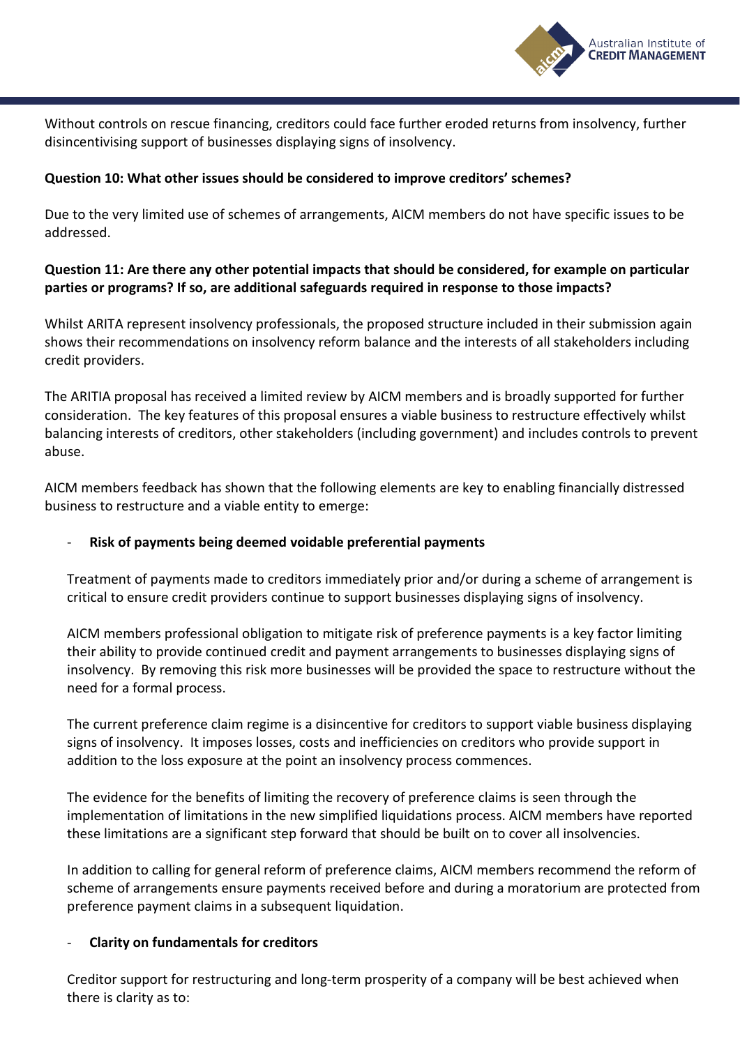Without controls on rescue financing, creditors could face further eroded returns from insolvency, further disincentivising support of businesses displaying signs of insolvency.

**Question 10: What other issues should be considered to improve creditors' schemes?**

Due to the very limited use of schemes of arrangements, AICM members do not have specific issues to be addressed.

**Question 11: Are there any other potential impacts that should be considered, for example on particular parties or programs? If so, are additional safeguards required in response to those impacts?**

Whilst ARITA represent insolvency professionals, the proposed structure included in their submission again shows their recommendations on insolvency reform balance and the interests of all stakeholders including credit providers.

The ARITIA proposal has received a limited review by AICM members and is broadly supported for further consideration. The key features of this proposal ensures a viable business to restructure effectively whilst balancing interests of creditors, other stakeholders (including government) and includes controls to prevent abuse.

AICM members feedback has shown that the following elements are key to enabling financially distressed business to restructure and a viable entity to emerge:

- **Risk of payments being deemed voidable preferential payments**

  Treatment of payments made to creditors immediately prior and/or during a scheme of arrangement is critical to ensure credit providers continue to support businesses displaying signs of insolvency.

  AICM members professional obligation to mitigate risk of preference payments is a key factor limiting their ability to provide continued credit and payment arrangements to businesses displaying signs of insolvency. By removing this risk more businesses will be provided the space to restructure without the need for a formal process.

  The current preference claim regime is a disincentive for creditors to support viable business displaying signs of insolvency. It imposes losses, costs and inefficiencies on creditors who provide support in addition to the loss exposure at the point an insolvency process commences.

  The evidence for the benefits of limiting the recovery of preference claims is seen through the implementation of limitations in the new simplified liquidations process. AICM members have reported these limitations are a significant step forward that should be built on to cover all insolvencies.

  In addition to calling for general reform of preference claims, AICM members recommend the reform of scheme of arrangements ensure payments received before and during a moratorium are protected from preference payment claims in a subsequent liquidation.

- **Clarity on fundamentals for creditors**

  Creditor support for restructuring and long-term prosperity of a company will be best achieved when there is clarity as to: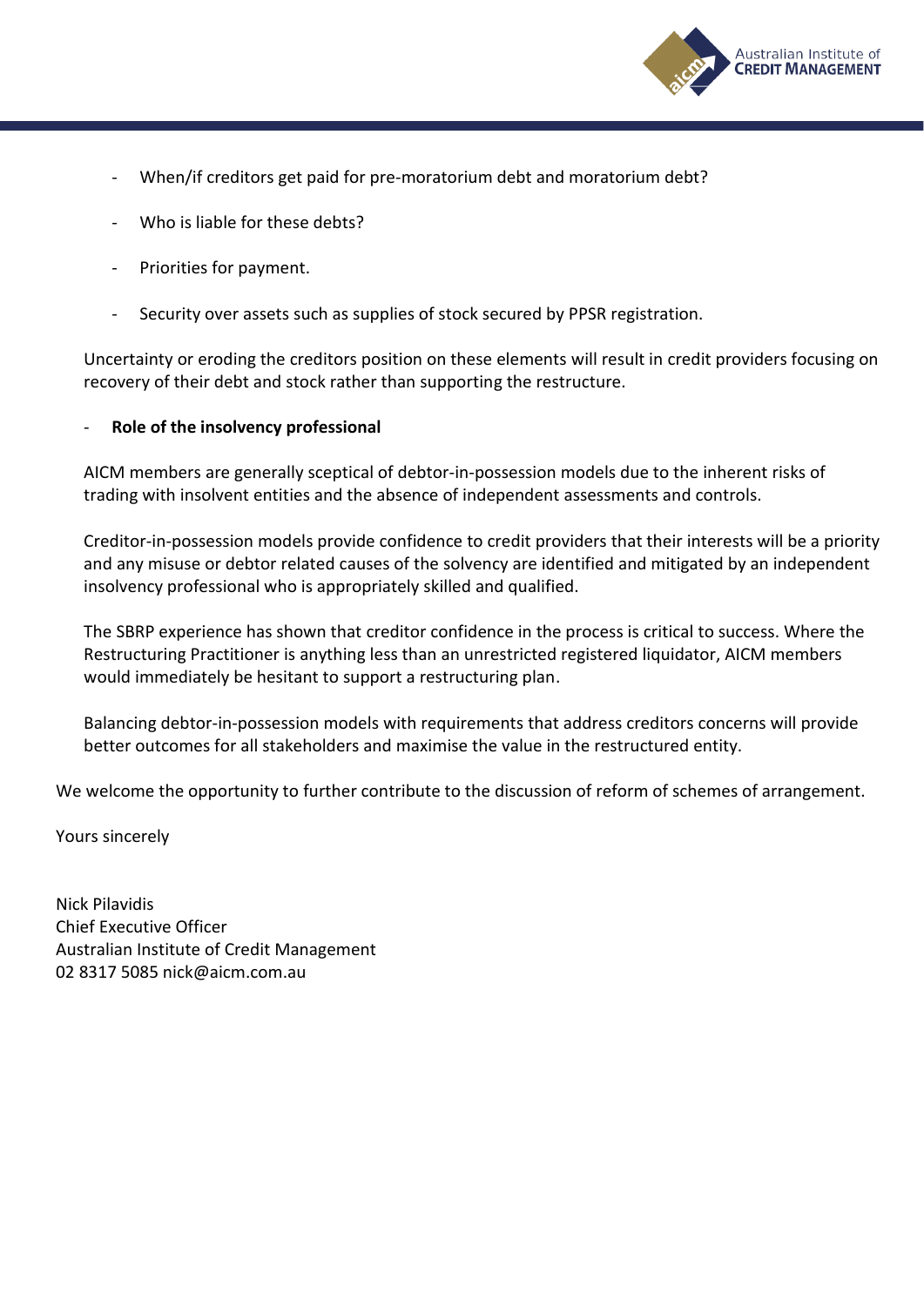- When/if creditors get paid for pre-moratorium debt and moratorium debt?
- Who is liable for these debts?
- Priorities for payment.
- Security over assets such as supplies of stock secured by PPSR registration.

Uncertainty or eroding the creditors position on these elements will result in credit providers focusing on recovery of their debt and stock rather than supporting the restructure.

- **Role of the insolvency professional**

AICM members are generally sceptical of debtor-in-possession models due to the inherent risks of trading with insolvent entities and the absence of independent assessments and controls.

Creditor-in-possession models provide confidence to credit providers that their interests will be a priority and any misuse or debtor related causes of the solvency are identified and mitigated by an independent insolvency professional who is appropriately skilled and qualified.

The SBRP experience has shown that creditor confidence in the process is critical to success. Where the Restructuring Practitioner is anything less than an unrestricted registered liquidator, AICM members would immediately be hesitant to support a restructuring plan.

Balancing debtor-in-possession models with requirements that address creditors concerns will provide better outcomes for all stakeholders and maximise the value in the restructured entity.

We welcome the opportunity to further contribute to the discussion of reform of schemes of arrangement.

Yours sincerely

Nick Pilavidis
Chief Executive Officer
Australian Institute of Credit Management
02 8317 5085 nick@aicm.com.au